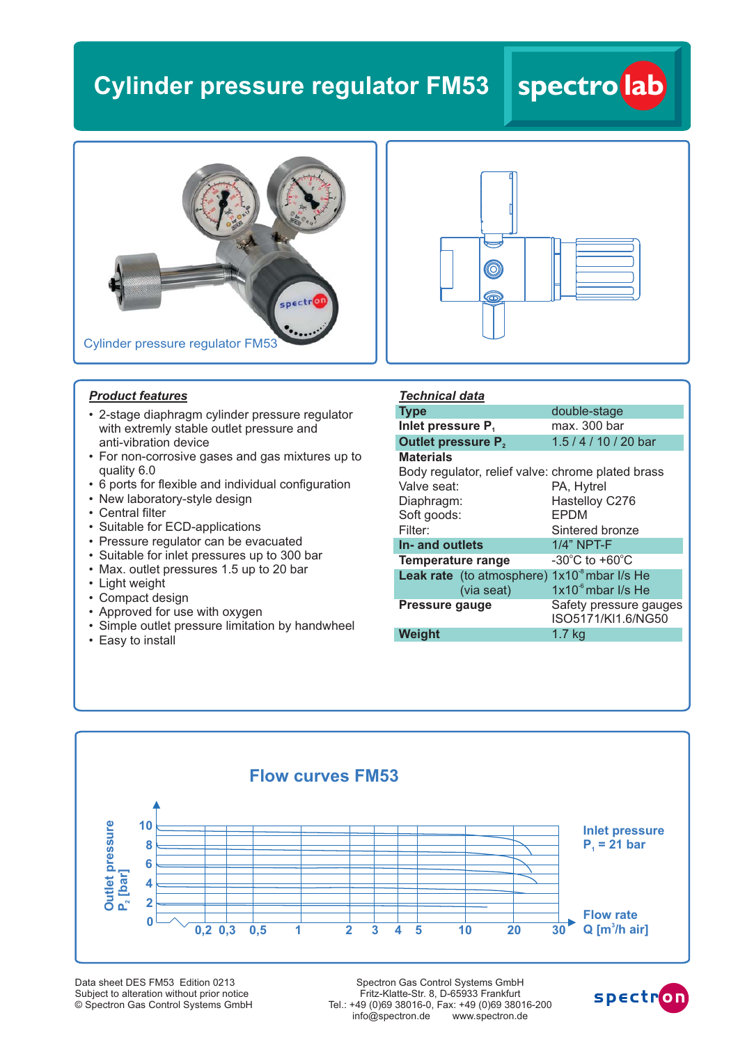# Cylinder pressure regulator FM53

spectro lab

Cylinder pressure regulator FM53

### *Product features*

- 2-stage diaphragm cylinder pressure regulator with extremly stable outlet pressure and anti-vibration device
- For non-corrosive gases and gas mixtures up to quality 6.0
- 6 ports for flexible and individual configuration
- New laboratory-style design
- Central filter
- Suitable for ECD-applications
- Pressure regulator can be evacuated
- Suitable for inlet pressures up to 300 bar
- Max. outlet pressures 1.5 up to 20 bar
- Light weight
- Compact design
- Approved for use with oxygen
- Simple outlet pressure limitation by handwheel
- Easy to install

### *Technical data*

| | |
|---|---|
| **Type** | double-stage |
| **Inlet pressure $P_1$** | max. 300 bar |
| **Outlet pressure $P_2$** | 1.5 / 4 / 10 / 20 bar |
| **Materials** | |
| Body regulator, relief valve: | chrome plated brass |
| Valve seat: | PA, Hytrel |
| Diaphragm: | Hastelloy C276 |
| Soft goods: | EPDM |
| Filter: | Sintered bronze |
| **In- and outlets** | 1/4" NPT-F |
| **Temperature range** | -30°C to +60°C |
| **Leak rate** (to atmosphere) | $1x10^{-8}$ mbar l/s He |
| (via seat) | $1x10^{-6}$ mbar l/s He |
| **Pressure gauge** | Safety pressure gauges ISO5171/Kl1.6/NG50 |
| **Weight** | 1.7 kg |

## Flow curves FM53

Outlet pressure $P_2$ [bar]: 0, 2, 4, 6, 8, 10

Flow rate Q [$m^3$/h air]: 0,2, 0,3, 0,5, 1, 2, 3, 4, 5, 10, 20, 30

Inlet pressure $P_1$ = 21 bar

Data sheet DES FM53 Edition 0213
Subject to alteration without prior notice
© Spectron Gas Control Systems GmbH

Spectron Gas Control Systems GmbH
Fritz-Klatte-Str. 8, D-65933 Frankfurt
Tel.: +49 (0)69 38016-0, Fax: +49 (0)69 38016-200
info@spectron.de www.spectron.de

spectron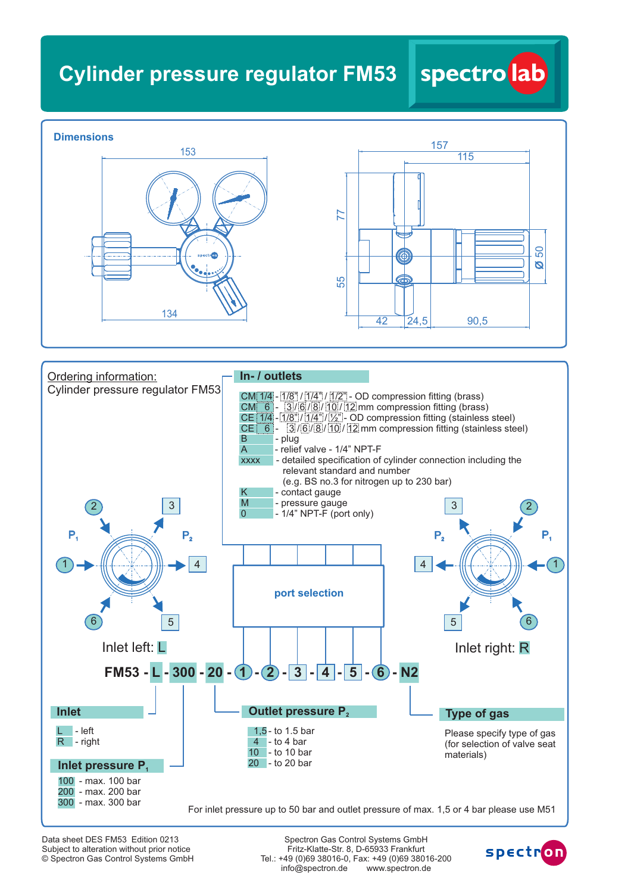# Cylinder pressure regulator FM53

spectrolab

## Dimensions

153

134

157

115

77

55

42

24,5

90,5

Ø 50

## Ordering information:

Cylinder pressure regulator FM53

### In- / outlets

- CM 1/4 - 1/8" / 1/4" / 1/2" - OD compression fitting (brass)
- CM 6 - 3 / 6 / 8 / 10 / 12 mm compression fitting (brass)
- CE 1/4 - 1/8" / 1/4" / ½" - OD compression fitting (stainless steel)
- CE 6 - 3 / 6 / 8 / 10 / 12 mm compression fitting (stainless steel)
- B - plug
- A - relief valve - 1/4" NPT-F
- xxxx - detailed specification of cylinder connection including the relevant standard and number (e.g. BS no.3 for nitrogen up to 230 bar)
- K - contact gauge
- M - pressure gauge
- 0 - 1/4" NPT-F (port only)

port selection

$P_1$ $P_2$ 1 2 3 4 5 6

Inlet left: L

Inlet right: R

**FM53 - L - 300 - 20 - 1 - 2 - 3 - 4 - 5 - 6 - N2**

### Inlet

- L - left
- R - right

### Inlet pressure $P_1$

- 100 - max. 100 bar
- 200 - max. 200 bar
- 300 - max. 300 bar

### Outlet pressure $P_2$

- 1,5 - to 1.5 bar
- 4 - to 4 bar
- 10 - to 10 bar
- 20 - to 20 bar

### Type of gas

Please specify type of gas (for selection of valve seat materials)

For inlet pressure up to 50 bar and outlet pressure of max. 1,5 or 4 bar please use M51

Data sheet DES FM53 Edition 0213
Subject to alteration without prior notice
© Spectron Gas Control Systems GmbH

Spectron Gas Control Systems GmbH
Fritz-Klatte-Str. 8, D-65933 Frankfurt
Tel.: +49 (0)69 38016-0, Fax: +49 (0)69 38016-200
info@spectron.de www.spectron.de

spectron